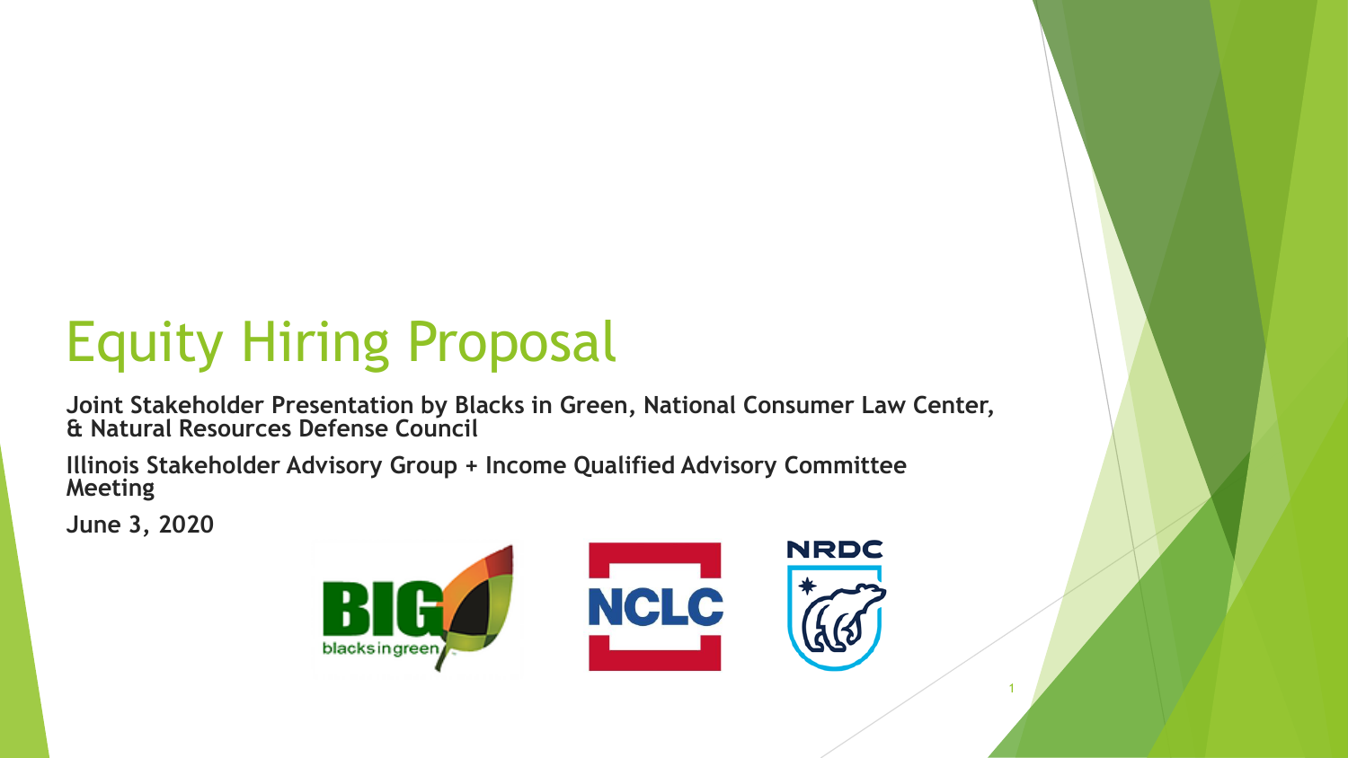# Equity Hiring Proposal

**Joint Stakeholder Presentation by Blacks in Green, National Consumer Law Center, & Natural Resources Defense Council**

**Illinois Stakeholder Advisory Group + Income Qualified Advisory Committee Meeting**

**June 3, 2020**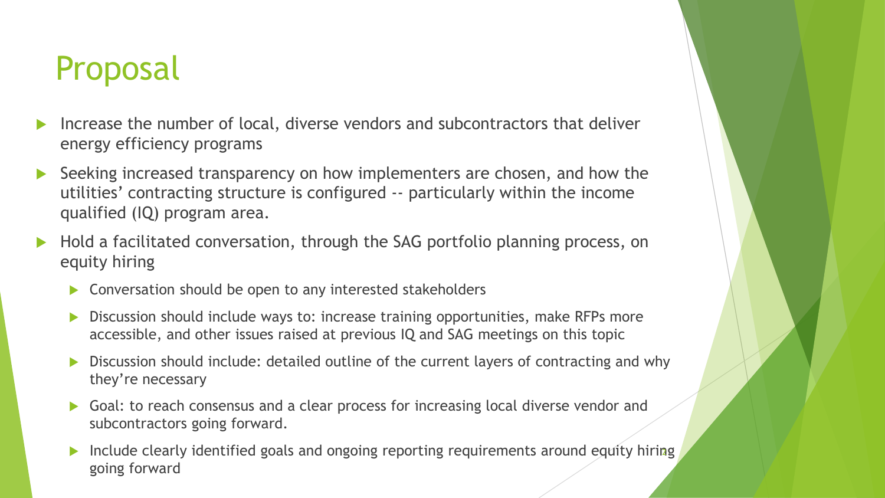# Proposal

- Increase the number of local, diverse vendors and subcontractors that deliver energy efficiency programs
- Seeking increased transparency on how implementers are chosen, and how the utilities' contracting structure is configured -- particularly within the income qualified (IQ) program area.
- Hold a facilitated conversation, through the SAG portfolio planning process, on equity hiring
  - Conversation should be open to any interested stakeholders
  - Discussion should include ways to: increase training opportunities, make RFPs more accessible, and other issues raised at previous IQ and SAG meetings on this topic
  - Discussion should include: detailed outline of the current layers of contracting and why they're necessary
  - Goal: to reach consensus and a clear process for increasing local diverse vendor and subcontractors going forward.
  - Include clearly identified goals and ongoing reporting requirements around equity hiring going forward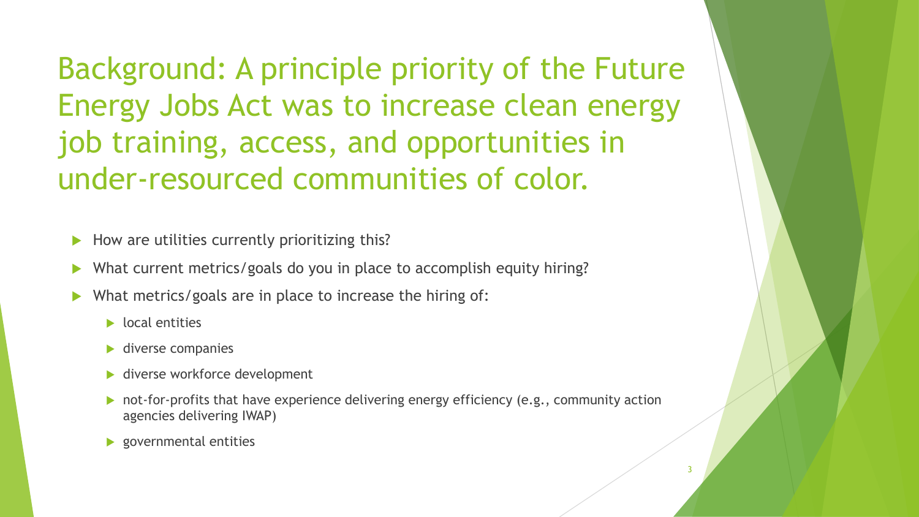# Background: A principle priority of the Future Energy Jobs Act was to increase clean energy job training, access, and opportunities in under-resourced communities of color.

- How are utilities currently prioritizing this?
- What current metrics/goals do you in place to accomplish equity hiring?
- What metrics/goals are in place to increase the hiring of:
  - local entities
  - diverse companies
  - diverse workforce development
  - not-for-profits that have experience delivering energy efficiency (e.g., community action agencies delivering IWAP)
  - governmental entities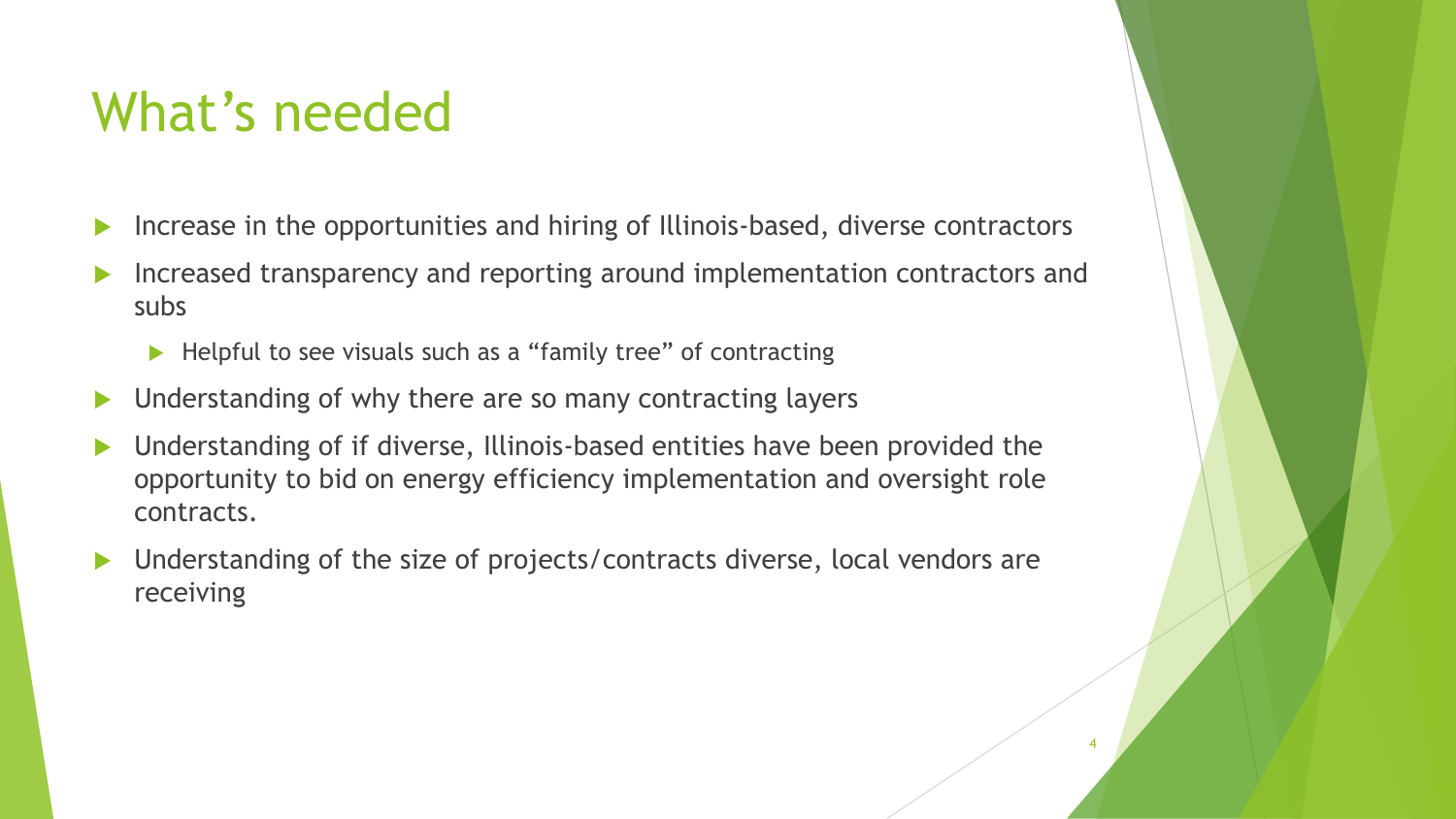# What's needed

- Increase in the opportunities and hiring of Illinois-based, diverse contractors
- Increased transparency and reporting around implementation contractors and subs
  - Helpful to see visuals such as a "family tree" of contracting
- Understanding of why there are so many contracting layers
- Understanding of if diverse, Illinois-based entities have been provided the opportunity to bid on energy efficiency implementation and oversight role contracts.
- Understanding of the size of projects/contracts diverse, local vendors are receiving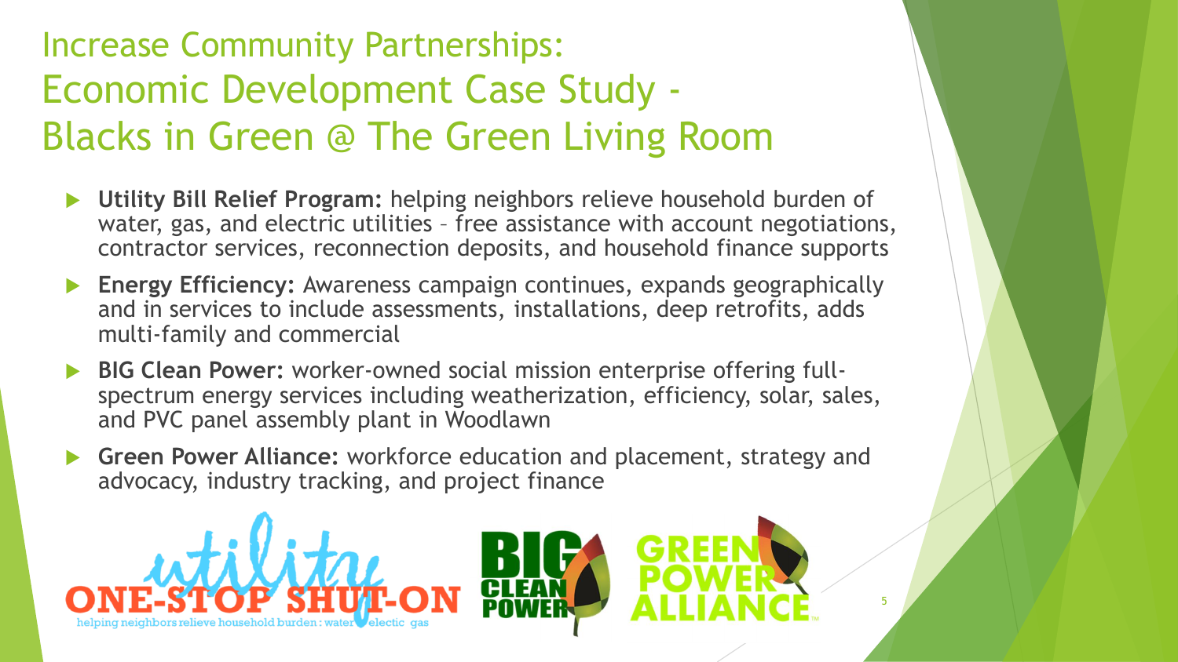# Increase Community Partnerships: Economic Development Case Study - Blacks in Green @ The Green Living Room

- **Utility Bill Relief Program:** helping neighbors relieve household burden of water, gas, and electric utilities – free assistance with account negotiations, contractor services, reconnection deposits, and household finance supports
- **Energy Efficiency:** Awareness campaign continues, expands geographically and in services to include assessments, installations, deep retrofits, adds multi-family and commercial
- **BIG Clean Power:** worker-owned social mission enterprise offering full-spectrum energy services including weatherization, efficiency, solar, sales, and PVC panel assembly plant in Woodlawn
- **Green Power Alliance:** workforce education and placement, strategy and advocacy, industry tracking, and project finance

utility ONE-STOP SHUT-ON
helping neighbors relieve household burden : water electic gas

BIG CLEAN POWER

GREEN POWER ALLIANCE™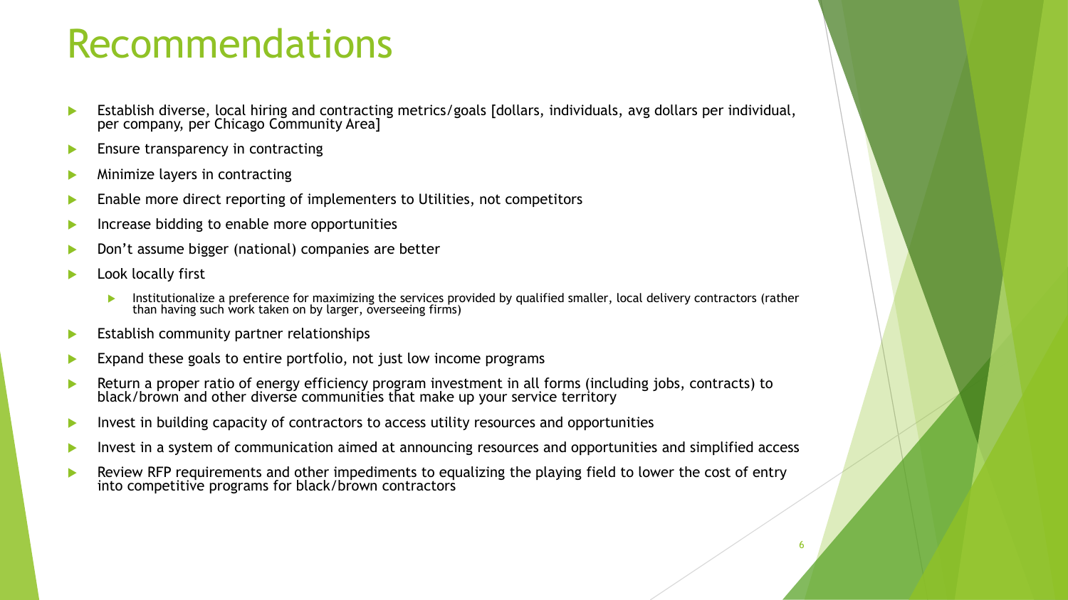# Recommendations

- Establish diverse, local hiring and contracting metrics/goals [dollars, individuals, avg dollars per individual, per company, per Chicago Community Area]
- Ensure transparency in contracting
- Minimize layers in contracting
- Enable more direct reporting of implementers to Utilities, not competitors
- Increase bidding to enable more opportunities
- Don't assume bigger (national) companies are better
- Look locally first
  - Institutionalize a preference for maximizing the services provided by qualified smaller, local delivery contractors (rather than having such work taken on by larger, overseeing firms)
- Establish community partner relationships
- Expand these goals to entire portfolio, not just low income programs
- Return a proper ratio of energy efficiency program investment in all forms (including jobs, contracts) to black/brown and other diverse communities that make up your service territory
- Invest in building capacity of contractors to access utility resources and opportunities
- Invest in a system of communication aimed at announcing resources and opportunities and simplified access
- Review RFP requirements and other impediments to equalizing the playing field to lower the cost of entry into competitive programs for black/brown contractors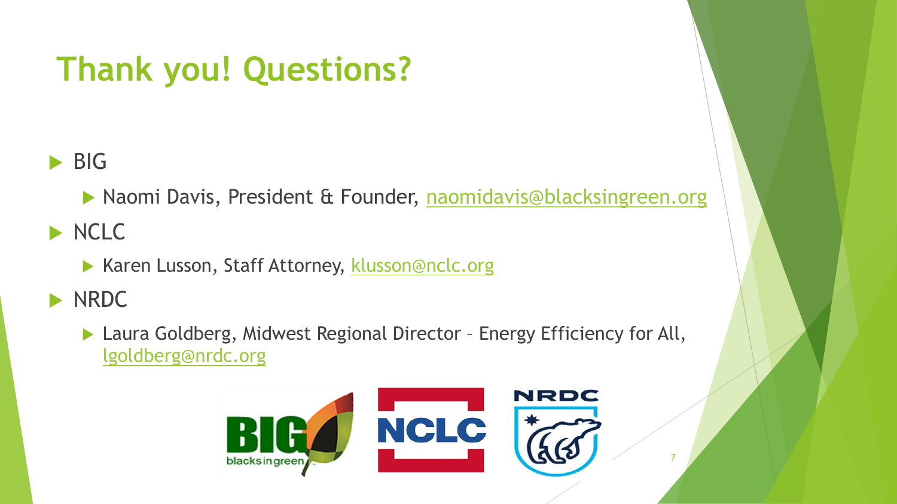# Thank you! Questions?

- BIG
  - Naomi Davis, President & Founder, naomidavis@blacksingreen.org
- NCLC
  - Karen Lusson, Staff Attorney, klusson@nclc.org
- NRDC
  - Laura Goldberg, Midwest Regional Director – Energy Efficiency for All, lgoldberg@nrdc.org